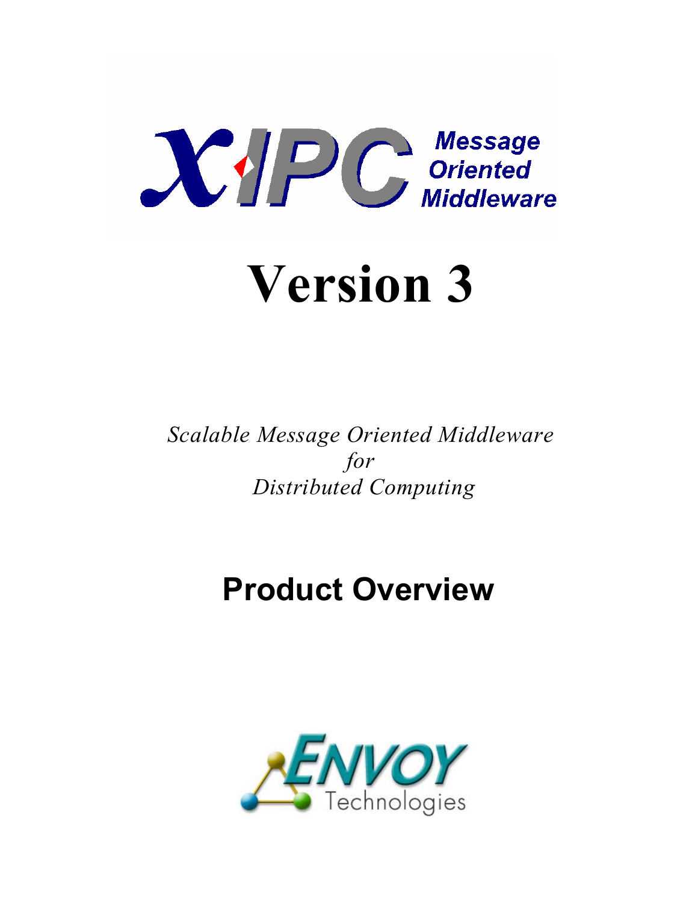# X·IPC Message Oriented Middleware

# Version 3

*Scalable Message Oriented Middleware*
*for*
*Distributed Computing*

## Product Overview

ENVOY Technologies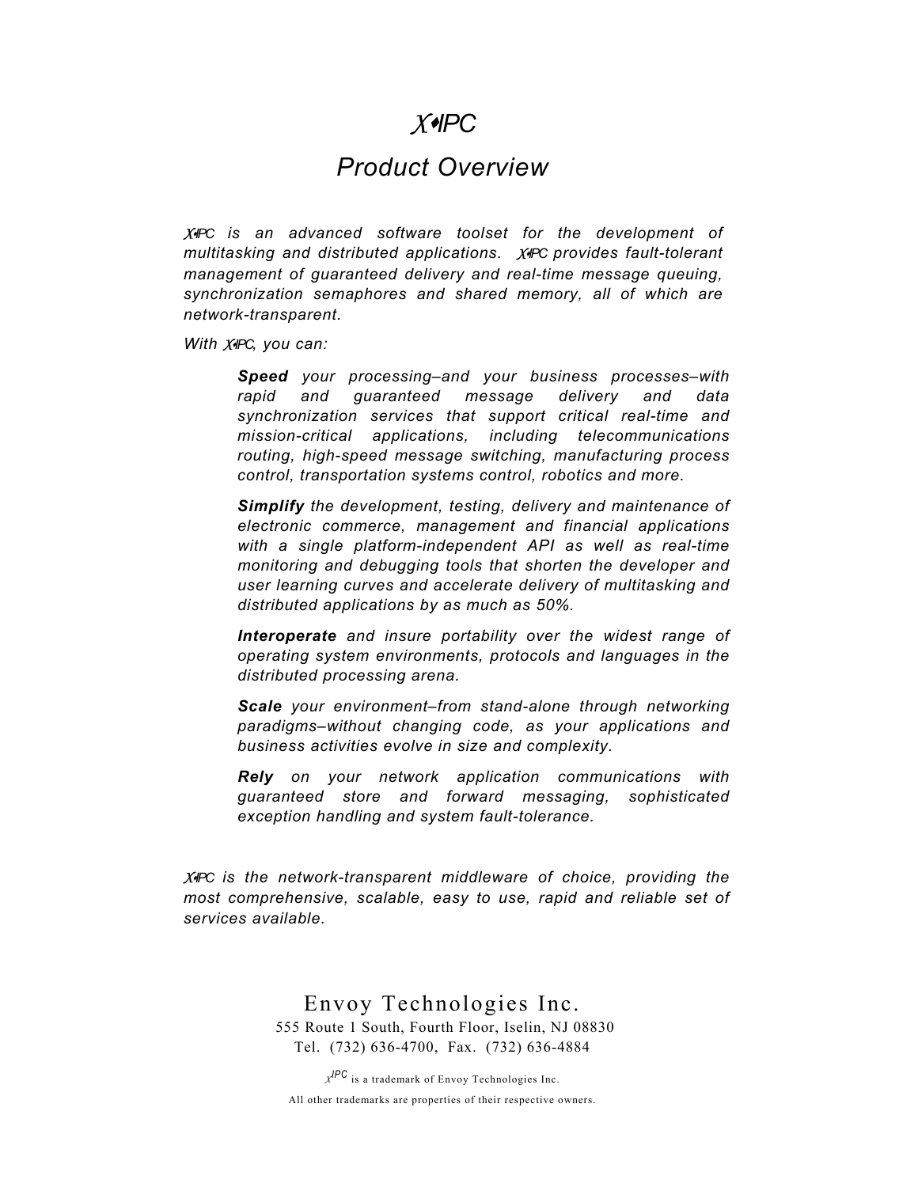# X•IPC

## *Product Overview*

*X•IPC is an advanced software toolset for the development of multitasking and distributed applications. X•IPC provides fault-tolerant management of guaranteed delivery and real-time message queuing, synchronization semaphores and shared memory, all of which are network-transparent.*

*With X•IPC, you can:*

> ***Speed** your processing–and your business processes–with rapid and guaranteed message delivery and data synchronization services that support critical real-time and mission-critical applications, including telecommunications routing, high-speed message switching, manufacturing process control, transportation systems control, robotics and more.*
>
> ***Simplify** the development, testing, delivery and maintenance of electronic commerce, management and financial applications with a single platform-independent API as well as real-time monitoring and debugging tools that shorten the developer and user learning curves and accelerate delivery of multitasking and distributed applications by as much as 50%.*
>
> ***Interoperate** and insure portability over the widest range of operating system environments, protocols and languages in the distributed processing arena.*
>
> ***Scale** your environment–from stand-alone through networking paradigms–without changing code, as your applications and business activities evolve in size and complexity.*
>
> ***Rely** on your network application communications with guaranteed store and forward messaging, sophisticated exception handling and system fault-tolerance.*

*X•IPC is the network-transparent middleware of choice, providing the most comprehensive, scalable, easy to use, rapid and reliable set of services available.*

Envoy Technologies Inc.

555 Route 1 South, Fourth Floor, Iselin, NJ 08830

Tel. (732) 636-4700, Fax. (732) 636-4884

X•IPC is a trademark of Envoy Technologies Inc.

All other trademarks are properties of their respective owners.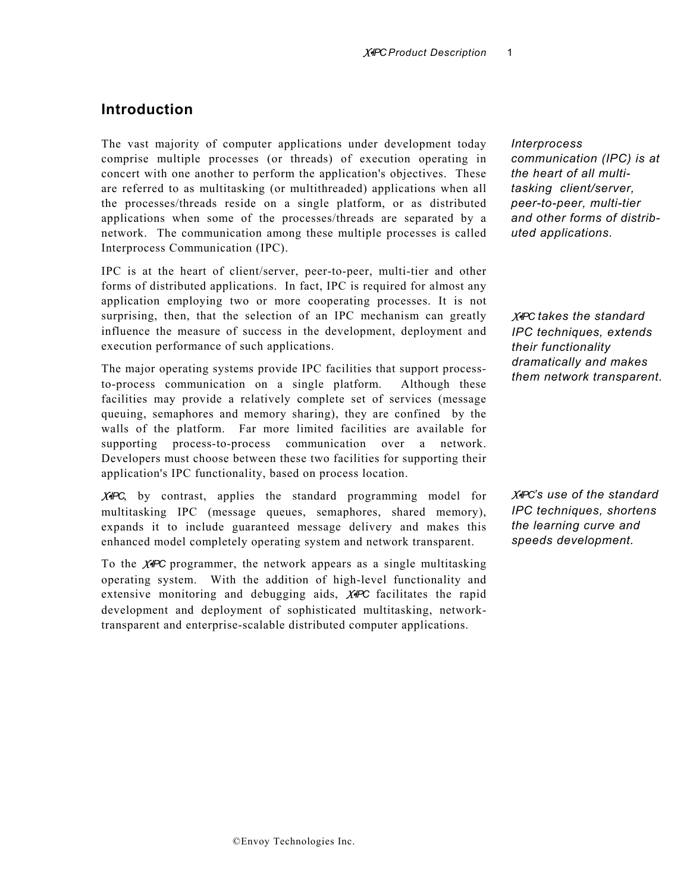## Introduction

The vast majority of computer applications under development today comprise multiple processes (or threads) of execution operating in concert with one another to perform the application's objectives. These are referred to as multitasking (or multithreaded) applications when all the processes/threads reside on a single platform, or as distributed applications when some of the processes/threads are separated by a network. The communication among these multiple processes is called Interprocess Communication (IPC).

*Interprocess communication (IPC) is at the heart of all multi-tasking client/server, peer-to-peer, multi-tier and other forms of distributed applications.*

IPC is at the heart of client/server, peer-to-peer, multi-tier and other forms of distributed applications. In fact, IPC is required for almost any application employing two or more cooperating processes. It is not surprising, then, that the selection of an IPC mechanism can greatly influence the measure of success in the development, deployment and execution performance of such applications.

*X•IPC takes the standard IPC techniques, extends their functionality dramatically and makes them network transparent.*

The major operating systems provide IPC facilities that support process-to-process communication on a single platform. Although these facilities may provide a relatively complete set of services (message queuing, semaphores and memory sharing), they are confined by the walls of the platform. Far more limited facilities are available for supporting process-to-process communication over a network. Developers must choose between these two facilities for supporting their application's IPC functionality, based on process location.

*X•IPC's use of the standard IPC techniques, shortens the learning curve and speeds development.*

X•IPC, by contrast, applies the standard programming model for multitasking IPC (message queues, semaphores, shared memory), expands it to include guaranteed message delivery and makes this enhanced model completely operating system and network transparent.

To the X•IPC programmer, the network appears as a single multitasking operating system. With the addition of high-level functionality and extensive monitoring and debugging aids, X•IPC facilitates the rapid development and deployment of sophisticated multitasking, network-transparent and enterprise-scalable distributed computer applications.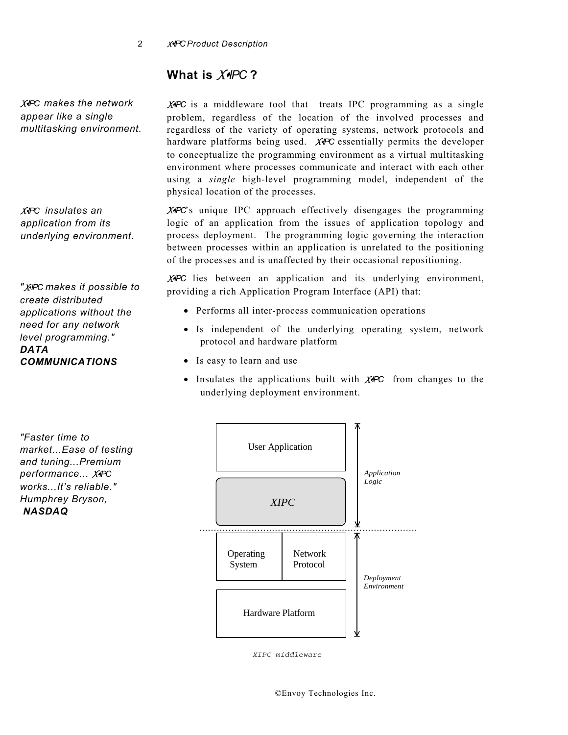## What is *X•IPC* ?

*X•IPC makes the network appear like a single multitasking environment.*

*X•IPC* is a middleware tool that treats IPC programming as a single problem, regardless of the location of the involved processes and regardless of the variety of operating systems, network protocols and hardware platforms being used. *X•IPC* essentially permits the developer to conceptualize the programming environment as a virtual multitasking environment where processes communicate and interact with each other using a *single* high-level programming model, independent of the physical location of the processes.

*X•IPC insulates an application from its underlying environment.*

*X•IPC*'s unique IPC approach effectively disengages the programming logic of an application from the issues of application topology and process deployment. The programming logic governing the interaction between processes within an application is unrelated to the positioning of the processes and is unaffected by their occasional repositioning.

*"X•IPC makes it possible to create distributed applications without the need for any network level programming."* ***DATA COMMUNICATIONS***

*X•IPC* lies between an application and its underlying environment, providing a rich Application Program Interface (API) that:

- Performs all inter-process communication operations
- Is independent of the underlying operating system, network protocol and hardware platform
- Is easy to learn and use
- Insulates the applications built with *X•IPC* from changes to the underlying deployment environment.

*"Faster time to market...Ease of testing and tuning...Premium performance... X•IPC works...It's reliable." Humphrey Bryson,* ***NASDAQ***

User Application | *XIPC* — *Application Logic*

Operating System | Network Protocol | Hardware Platform — *Deployment Environment*

*XIPC middleware*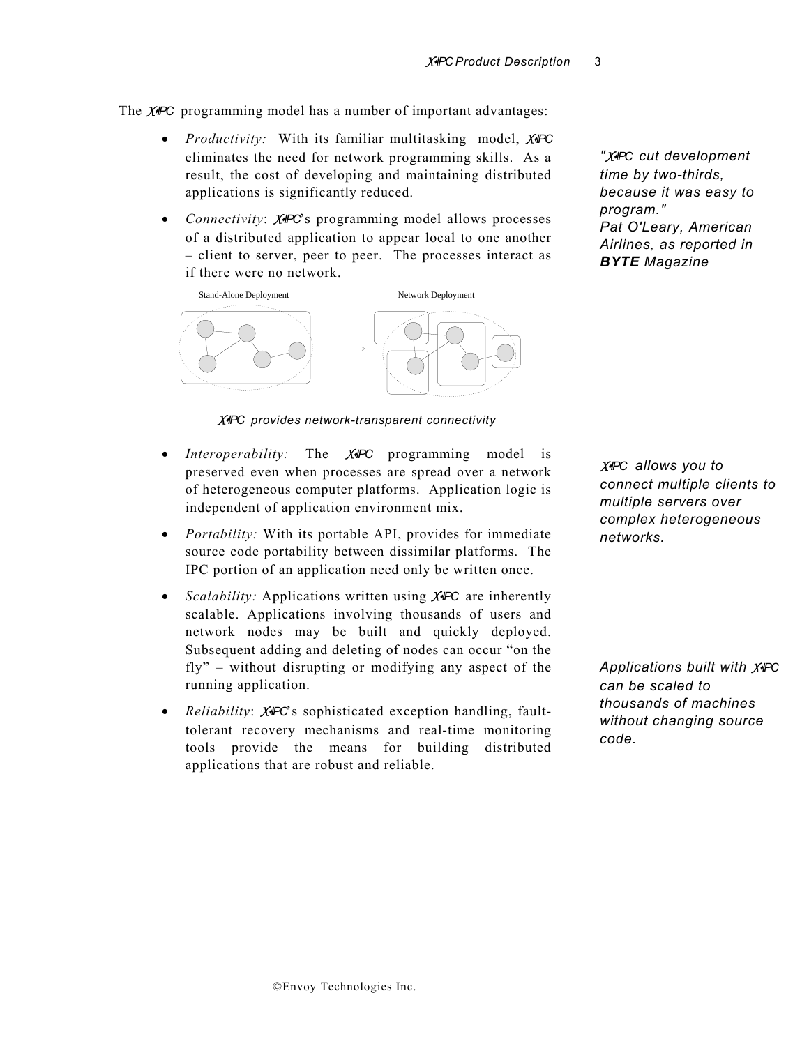The X•IPC programming model has a number of important advantages:

- *Productivity:* With its familiar multitasking model, X•IPC eliminates the need for network programming skills. As a result, the cost of developing and maintaining distributed applications is significantly reduced.
- *Connectivity*: X•IPC's programming model allows processes of a distributed application to appear local to one another – client to server, peer to peer. The processes interact as if there were no network.

*"X•IPC cut development time by two-thirds, because it was easy to program."*
*Pat O'Leary, American Airlines, as reported in **BYTE** Magazine*

Stand-Alone Deployment    Network Deployment

*X•IPC provides network-transparent connectivity*

- *Interoperability:* The X•IPC programming model is preserved even when processes are spread over a network of heterogeneous computer platforms. Application logic is independent of application environment mix.
- *Portability:* With its portable API, provides for immediate source code portability between dissimilar platforms. The IPC portion of an application need only be written once.
- *Scalability:* Applications written using X•IPC are inherently scalable. Applications involving thousands of users and network nodes may be built and quickly deployed. Subsequent adding and deleting of nodes can occur "on the fly" – without disrupting or modifying any aspect of the running application.
- *Reliability*: X•IPC's sophisticated exception handling, fault-tolerant recovery mechanisms and real-time monitoring tools provide the means for building distributed applications that are robust and reliable.

*X•IPC allows you to connect multiple clients to multiple servers over complex heterogeneous networks.*

*Applications built with X•IPC can be scaled to thousands of machines without changing source code.*

©Envoy Technologies Inc.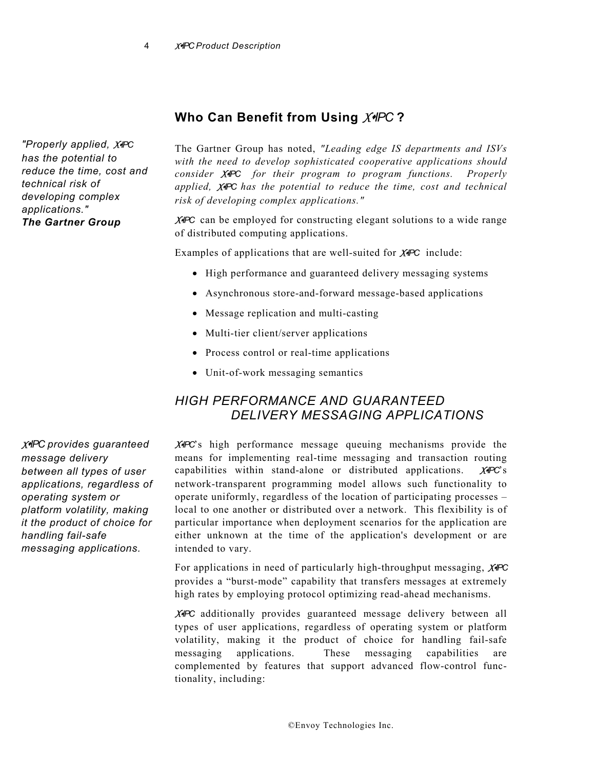## Who Can Benefit from Using X•IPC ?

*"Properly applied, X•IPC has the potential to reduce the time, cost and technical risk of developing complex applications."*
***The Gartner Group***

The Gartner Group has noted, *"Leading edge IS departments and ISVs with the need to develop sophisticated cooperative applications should consider X•IPC for their program to program functions. Properly applied, X•IPC has the potential to reduce the time, cost and technical risk of developing complex applications."*

X•IPC can be employed for constructing elegant solutions to a wide range of distributed computing applications.

Examples of applications that are well-suited for X•IPC include:

- High performance and guaranteed delivery messaging systems
- Asynchronous store-and-forward message-based applications
- Message replication and multi-casting
- Multi-tier client/server applications
- Process control or real-time applications
- Unit-of-work messaging semantics

### *HIGH PERFORMANCE AND GUARANTEED DELIVERY MESSAGING APPLICATIONS*

*X•IPC provides guaranteed message delivery between all types of user applications, regardless of operating system or platform volatility, making it the product of choice for handling fail-safe messaging applications.*

X•IPC's high performance message queuing mechanisms provide the means for implementing real-time messaging and transaction routing capabilities within stand-alone or distributed applications. X•IPC's network-transparent programming model allows such functionality to operate uniformly, regardless of the location of participating processes – local to one another or distributed over a network. This flexibility is of particular importance when deployment scenarios for the application are either unknown at the time of the application's development or are intended to vary.

For applications in need of particularly high-throughput messaging, X•IPC provides a "burst-mode" capability that transfers messages at extremely high rates by employing protocol optimizing read-ahead mechanisms.

X•IPC additionally provides guaranteed message delivery between all types of user applications, regardless of operating system or platform volatility, making it the product of choice for handling fail-safe messaging applications. These messaging capabilities are complemented by features that support advanced flow-control functionality, including: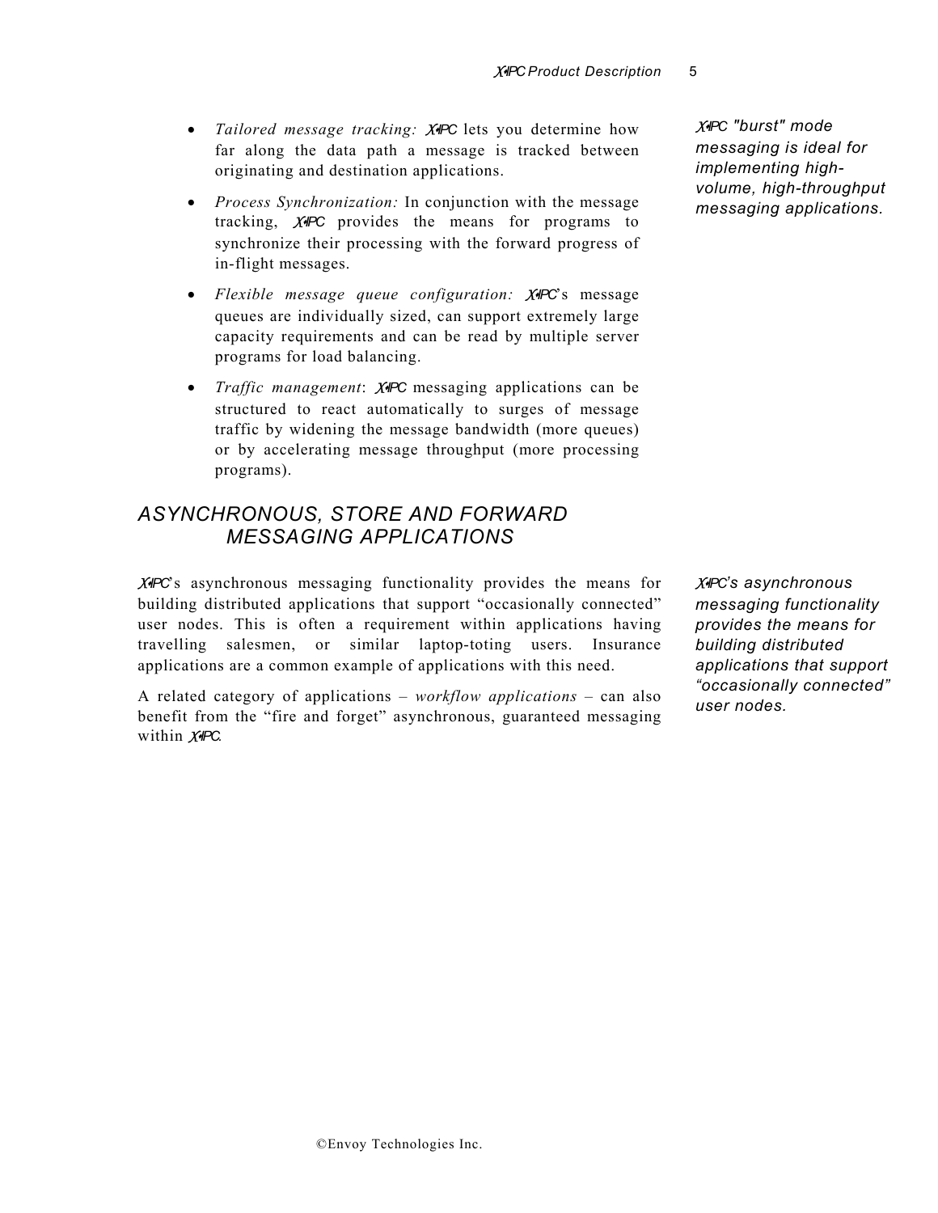- *Tailored message tracking:* X•IPC lets you determine how far along the data path a message is tracked between originating and destination applications.
- *Process Synchronization:* In conjunction with the message tracking, X•IPC provides the means for programs to synchronize their processing with the forward progress of in-flight messages.
- *Flexible message queue configuration:* X•IPC's message queues are individually sized, can support extremely large capacity requirements and can be read by multiple server programs for load balancing.
- *Traffic management*: X•IPC messaging applications can be structured to react automatically to surges of message traffic by widening the message bandwidth (more queues) or by accelerating message throughput (more processing programs).

*X•IPC "burst" mode messaging is ideal for implementing high-volume, high-throughput messaging applications.*

## ASYNCHRONOUS, STORE AND FORWARD MESSAGING APPLICATIONS

X•IPC's asynchronous messaging functionality provides the means for building distributed applications that support "occasionally connected" user nodes. This is often a requirement within applications having travelling salesmen, or similar laptop-toting users. Insurance applications are a common example of applications with this need.

A related category of applications – *workflow applications* – can also benefit from the "fire and forget" asynchronous, guaranteed messaging within X•IPC.

*X•IPC's asynchronous messaging functionality provides the means for building distributed applications that support "occasionally connected" user nodes.*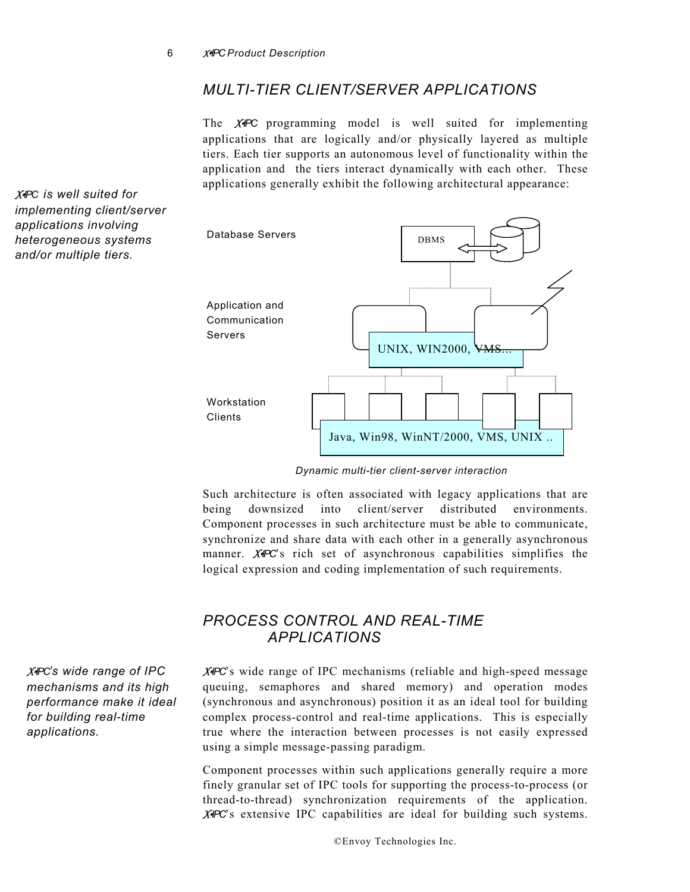## MULTI-TIER CLIENT/SERVER APPLICATIONS

*X•IPC is well suited for implementing client/server applications involving heterogeneous systems and/or multiple tiers.*

The X•IPC programming model is well suited for implementing applications that are logically and/or physically layered as multiple tiers. Each tier supports an autonomous level of functionality within the application and the tiers interact dynamically with each other. These applications generally exhibit the following architectural appearance:

Database Servers

DBMS

Application and Communication Servers

UNIX, WIN2000, VMS...

Workstation Clients

Java, Win98, WinNT/2000, VMS, UNIX ..

*Dynamic multi-tier client-server interaction*

Such architecture is often associated with legacy applications that are being downsized into client/server distributed environments. Component processes in such architecture must be able to communicate, synchronize and share data with each other in a generally asynchronous manner. X•IPC's rich set of asynchronous capabilities simplifies the logical expression and coding implementation of such requirements.

## PROCESS CONTROL AND REAL-TIME APPLICATIONS

*X•IPC's wide range of IPC mechanisms and its high performance make it ideal for building real-time applications.*

X•IPC's wide range of IPC mechanisms (reliable and high-speed message queuing, semaphores and shared memory) and operation modes (synchronous and asynchronous) position it as an ideal tool for building complex process-control and real-time applications. This is especially true where the interaction between processes is not easily expressed using a simple message-passing paradigm.

Component processes within such applications generally require a more finely granular set of IPC tools for supporting the process-to-process (or thread-to-thread) synchronization requirements of the application. X•IPC's extensive IPC capabilities are ideal for building such systems.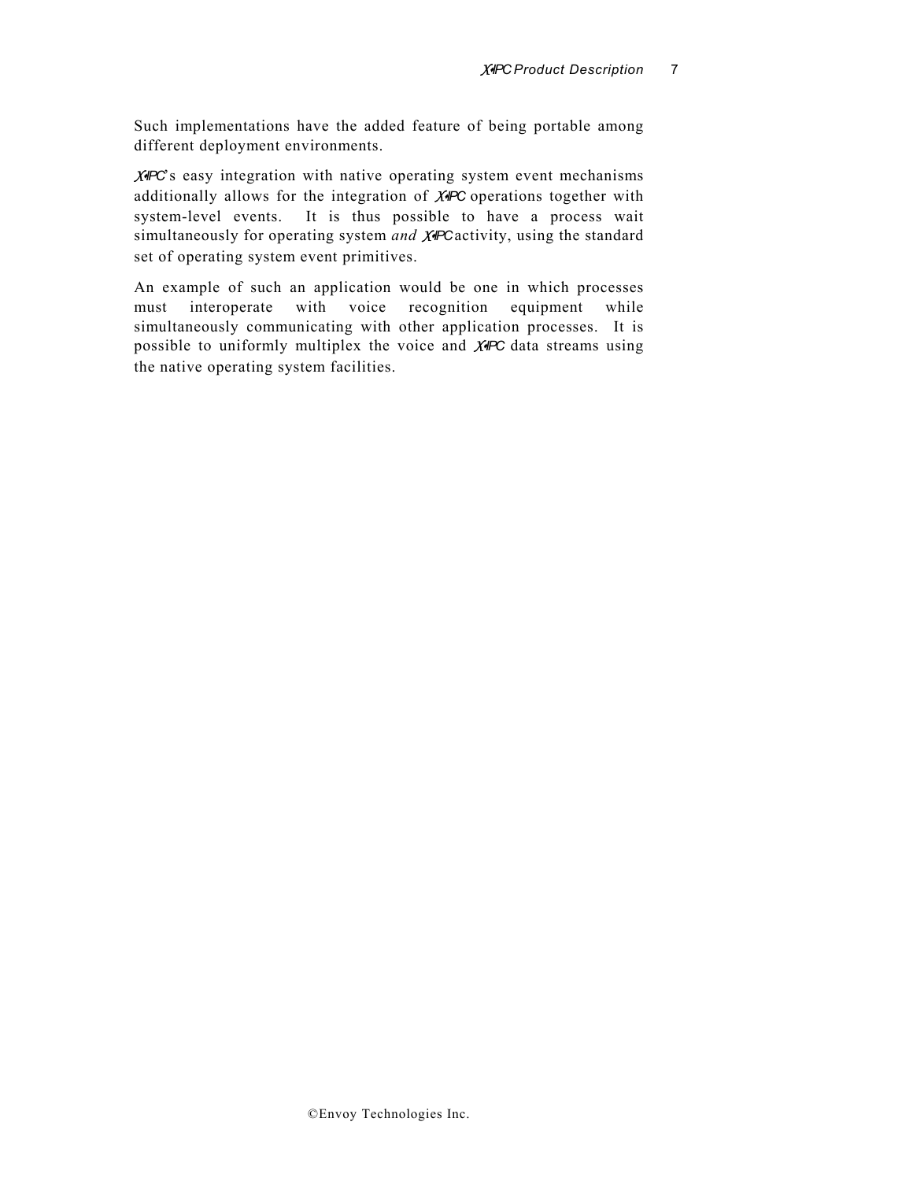Such implementations have the added feature of being portable among different deployment environments.

X•IPC's easy integration with native operating system event mechanisms additionally allows for the integration of X•IPC operations together with system-level events. It is thus possible to have a process wait simultaneously for operating system *and* X•IPC activity, using the standard set of operating system event primitives.

An example of such an application would be one in which processes must interoperate with voice recognition equipment while simultaneously communicating with other application processes. It is possible to uniformly multiplex the voice and X•IPC data streams using the native operating system facilities.

©Envoy Technologies Inc.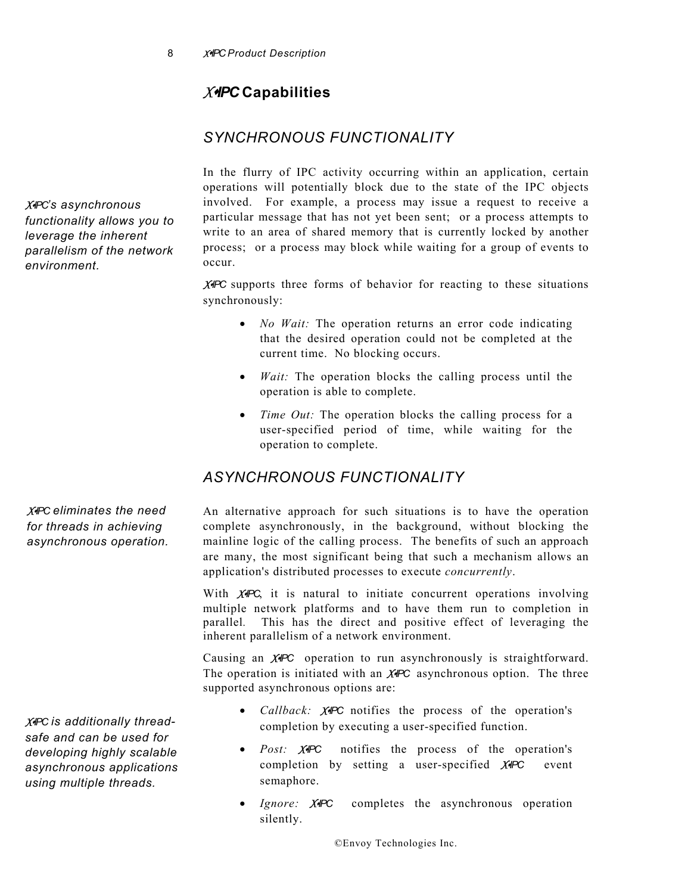## X•IPC Capabilities

### SYNCHRONOUS FUNCTIONALITY

*X•IPC's asynchronous functionality allows you to leverage the inherent parallelism of the network environment.*

In the flurry of IPC activity occurring within an application, certain operations will potentially block due to the state of the IPC objects involved. For example, a process may issue a request to receive a particular message that has not yet been sent; or a process attempts to write to an area of shared memory that is currently locked by another process; or a process may block while waiting for a group of events to occur.

X•IPC supports three forms of behavior for reacting to these situations synchronously:

- *No Wait:* The operation returns an error code indicating that the desired operation could not be completed at the current time. No blocking occurs.
- *Wait:* The operation blocks the calling process until the operation is able to complete.
- *Time Out:* The operation blocks the calling process for a user-specified period of time, while waiting for the operation to complete.

### ASYNCHRONOUS FUNCTIONALITY

*X•IPC eliminates the need for threads in achieving asynchronous operation.*

An alternative approach for such situations is to have the operation complete asynchronously, in the background, without blocking the mainline logic of the calling process. The benefits of such an approach are many, the most significant being that such a mechanism allows an application's distributed processes to execute *concurrently*.

With X•IPC, it is natural to initiate concurrent operations involving multiple network platforms and to have them run to completion in parallel. This has the direct and positive effect of leveraging the inherent parallelism of a network environment.

Causing an X•IPC operation to run asynchronously is straightforward. The operation is initiated with an X•IPC asynchronous option. The three supported asynchronous options are:

*X•IPC is additionally thread-safe and can be used for developing highly scalable asynchronous applications using multiple threads.*

- *Callback:* X•IPC notifies the process of the operation's completion by executing a user-specified function.
- *Post:* X•IPC notifies the process of the operation's completion by setting a user-specified X•IPC event semaphore.
- *Ignore:* X•IPC completes the asynchronous operation silently.

©Envoy Technologies Inc.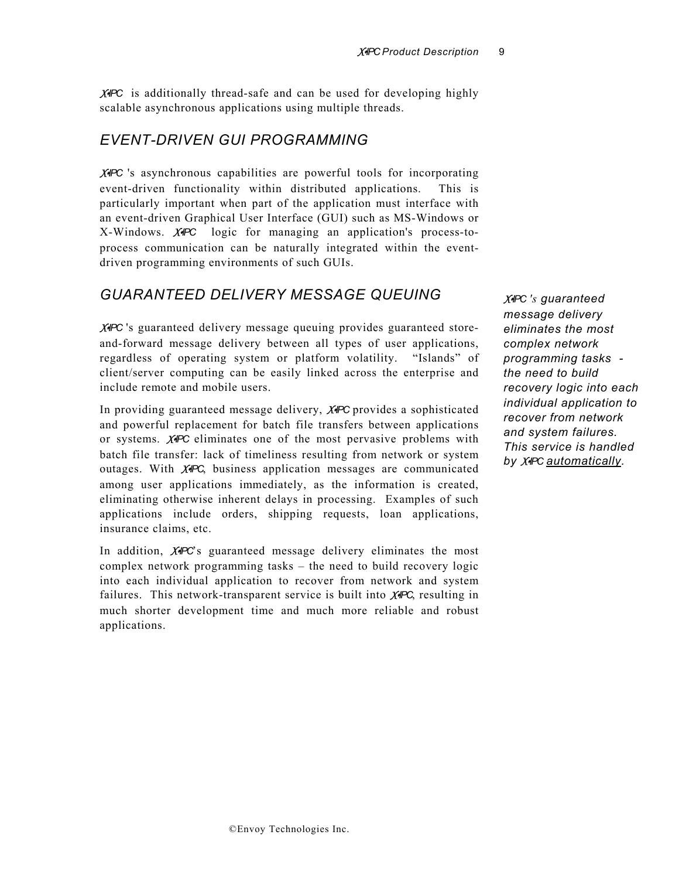X•IPC is additionally thread-safe and can be used for developing highly scalable asynchronous applications using multiple threads.

## EVENT-DRIVEN GUI PROGRAMMING

X•IPC 's asynchronous capabilities are powerful tools for incorporating event-driven functionality within distributed applications. This is particularly important when part of the application must interface with an event-driven Graphical User Interface (GUI) such as MS-Windows or X-Windows. X•IPC logic for managing an application's process-to-process communication can be naturally integrated within the event-driven programming environments of such GUIs.

## GUARANTEED DELIVERY MESSAGE QUEUING

X•IPC 's guaranteed delivery message queuing provides guaranteed store-and-forward message delivery between all types of user applications, regardless of operating system or platform volatility. "Islands" of client/server computing can be easily linked across the enterprise and include remote and mobile users.

In providing guaranteed message delivery, X•IPC provides a sophisticated and powerful replacement for batch file transfers between applications or systems. X•IPC eliminates one of the most pervasive problems with batch file transfer: lack of timeliness resulting from network or system outages. With X•IPC, business application messages are communicated among user applications immediately, as the information is created, eliminating otherwise inherent delays in processing. Examples of such applications include orders, shipping requests, loan applications, insurance claims, etc.

In addition, X•IPC's guaranteed message delivery eliminates the most complex network programming tasks – the need to build recovery logic into each individual application to recover from network and system failures. This network-transparent service is built into X•IPC, resulting in much shorter development time and much more reliable and robust applications.

*X•IPC 's guaranteed message delivery eliminates the most complex network programming tasks - the need to build recovery logic into each individual application to recover from network and system failures. This service is handled by X•IPC automatically.*

©Envoy Technologies Inc.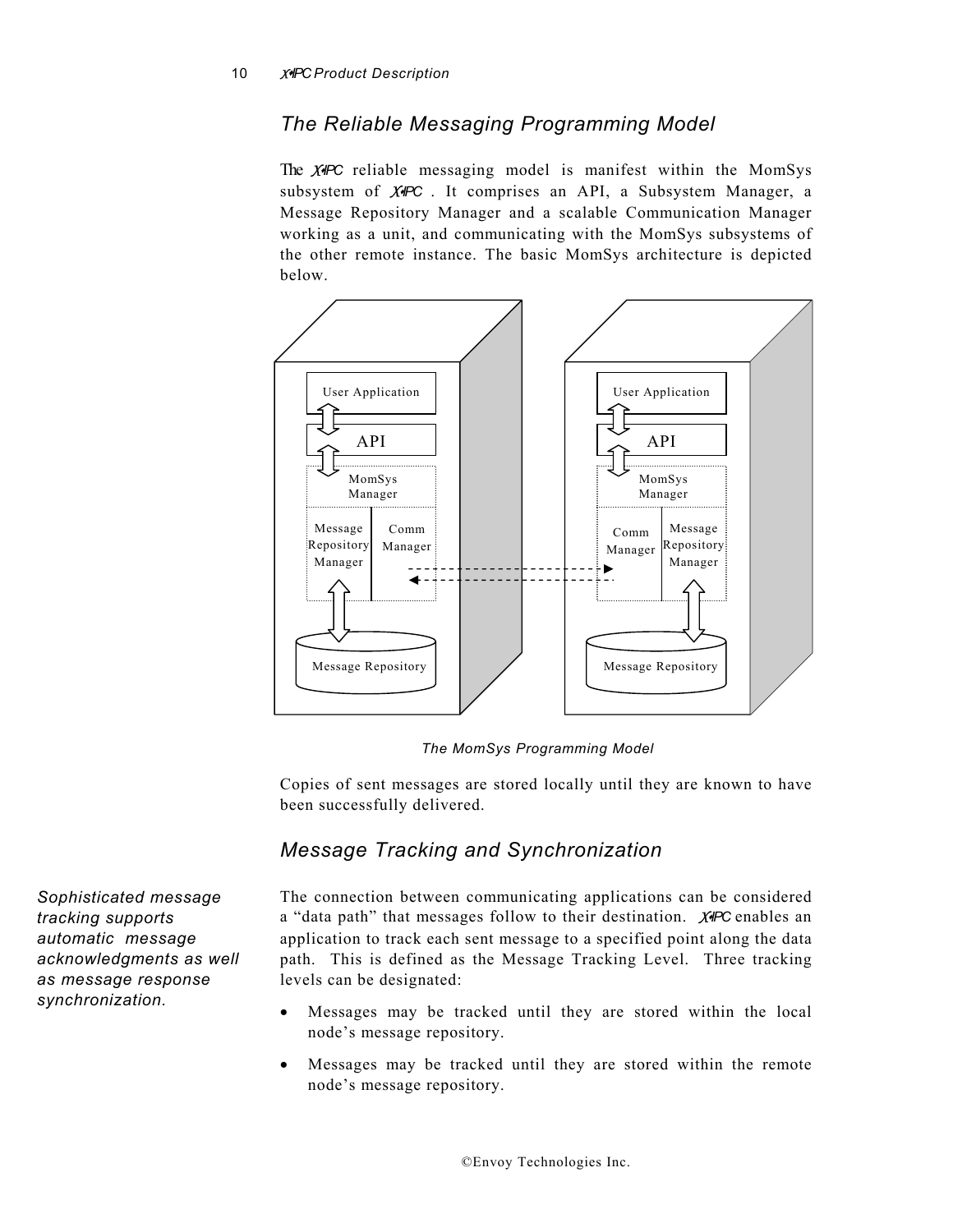## The Reliable Messaging Programming Model

The X•IPC reliable messaging model is manifest within the MomSys subsystem of X•IPC . It comprises an API, a Subsystem Manager, a Message Repository Manager and a scalable Communication Manager working as a unit, and communicating with the MomSys subsystems of the other remote instance. The basic MomSys architecture is depicted below.

*The MomSys Programming Model*

Copies of sent messages are stored locally until they are known to have been successfully delivered.

## Message Tracking and Synchronization

*Sophisticated message tracking supports automatic message acknowledgments as well as message response synchronization.*

The connection between communicating applications can be considered a "data path" that messages follow to their destination. X•IPC enables an application to track each sent message to a specified point along the data path. This is defined as the Message Tracking Level. Three tracking levels can be designated:

- Messages may be tracked until they are stored within the local node's message repository.
- Messages may be tracked until they are stored within the remote node's message repository.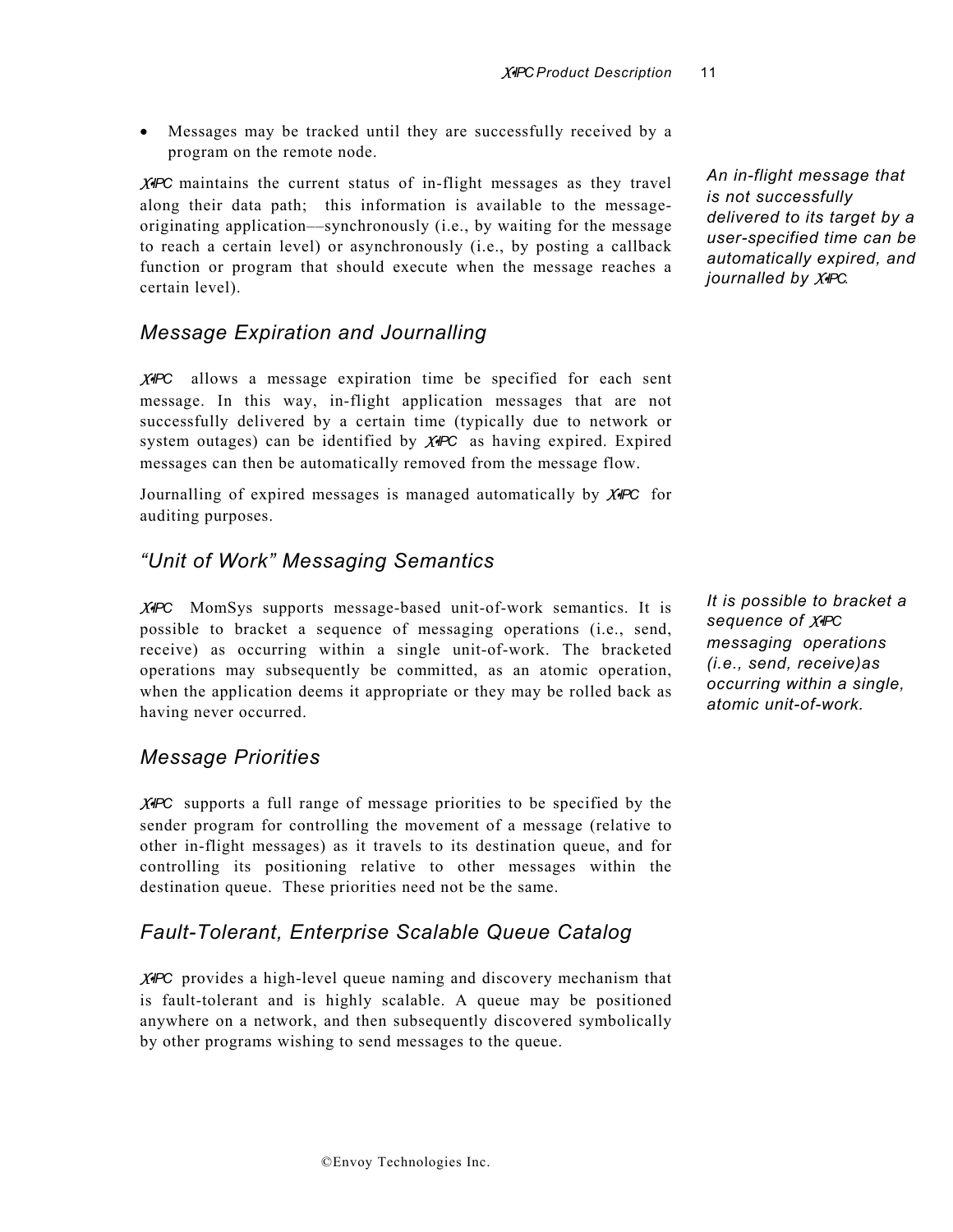- Messages may be tracked until they are successfully received by a program on the remote node.

X•IPC maintains the current status of in-flight messages as they travel along their data path; this information is available to the message-originating application––synchronously (i.e., by waiting for the message to reach a certain level) or asynchronously (i.e., by posting a callback function or program that should execute when the message reaches a certain level).

*An in-flight message that is not successfully delivered to its target by a user-specified time can be automatically expired, and journalled by X•IPC.*

## Message Expiration and Journalling

X•IPC allows a message expiration time be specified for each sent message. In this way, in-flight application messages that are not successfully delivered by a certain time (typically due to network or system outages) can be identified by X•IPC as having expired. Expired messages can then be automatically removed from the message flow.

Journalling of expired messages is managed automatically by X•IPC for auditing purposes.

## "Unit of Work" Messaging Semantics

*It is possible to bracket a sequence of X•IPC messaging operations (i.e., send, receive)as occurring within a single, atomic unit-of-work.*

X•IPC MomSys supports message-based unit-of-work semantics. It is possible to bracket a sequence of messaging operations (i.e., send, receive) as occurring within a single unit-of-work. The bracketed operations may subsequently be committed, as an atomic operation, when the application deems it appropriate or they may be rolled back as having never occurred.

## Message Priorities

X•IPC supports a full range of message priorities to be specified by the sender program for controlling the movement of a message (relative to other in-flight messages) as it travels to its destination queue, and for controlling its positioning relative to other messages within the destination queue. These priorities need not be the same.

## Fault-Tolerant, Enterprise Scalable Queue Catalog

X•IPC provides a high-level queue naming and discovery mechanism that is fault-tolerant and is highly scalable. A queue may be positioned anywhere on a network, and then subsequently discovered symbolically by other programs wishing to send messages to the queue.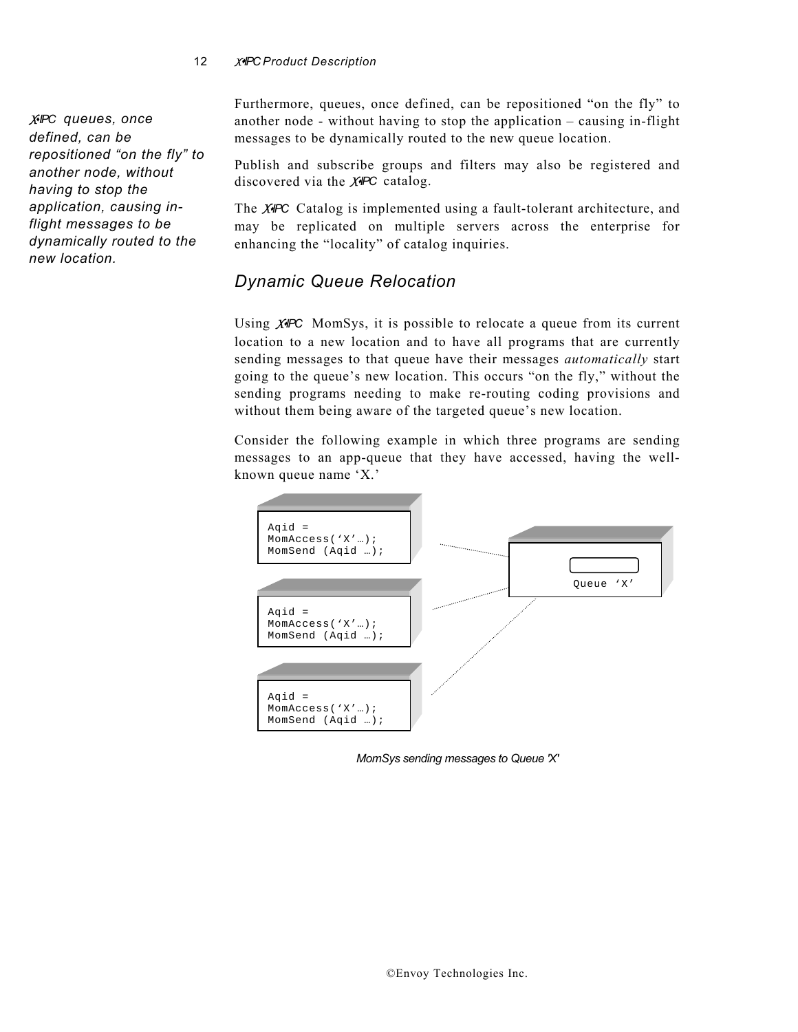*X•IPC queues, once defined, can be repositioned "on the fly" to another node, without having to stop the application, causing in-flight messages to be dynamically routed to the new location.*

Furthermore, queues, once defined, can be repositioned "on the fly" to another node - without having to stop the application – causing in-flight messages to be dynamically routed to the new queue location.

Publish and subscribe groups and filters may also be registered and discovered via the X•IPC catalog.

The X•IPC Catalog is implemented using a fault-tolerant architecture, and may be replicated on multiple servers across the enterprise for enhancing the "locality" of catalog inquiries.

## *Dynamic Queue Relocation*

Using X•IPC MomSys, it is possible to relocate a queue from its current location to a new location and to have all programs that are currently sending messages to that queue have their messages *automatically* start going to the queue's new location. This occurs "on the fly," without the sending programs needing to make re-routing coding provisions and without them being aware of the targeted queue's new location.

Consider the following example in which three programs are sending messages to an app-queue that they have accessed, having the well-known queue name 'X.'

```
Aqid =
MomAccess('X'…);
MomSend (Aqid …);
```

```
Aqid =
MomAccess('X'…);
MomSend (Aqid …);
```

```
Aqid =
MomAccess('X'…);
MomSend (Aqid …);
```

Queue 'X'

*MomSys sending messages to Queue 'X'*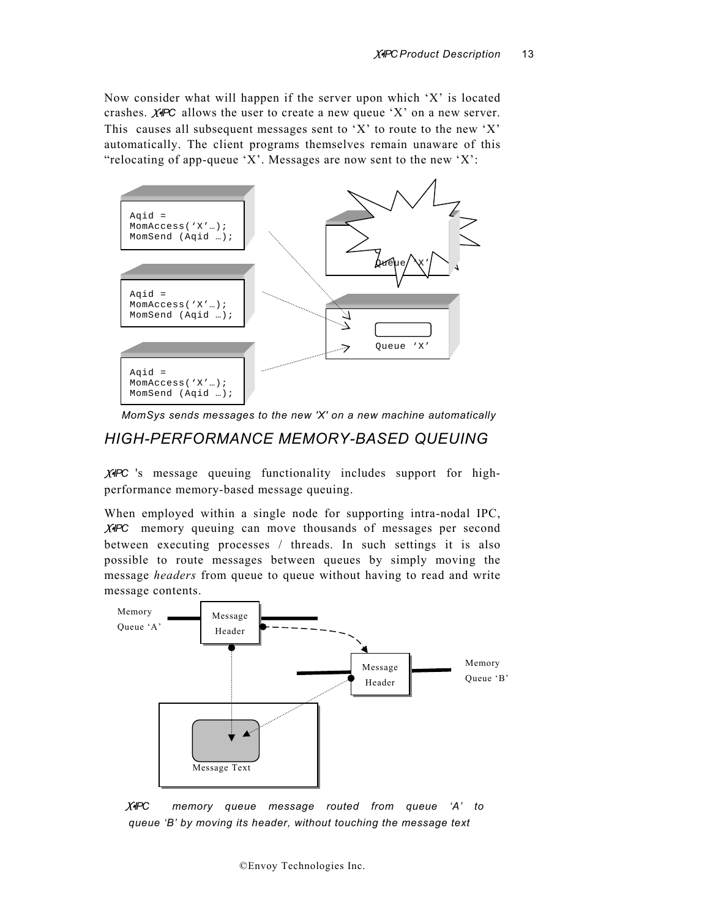Now consider what will happen if the server upon which 'X' is located crashes. X•IPC allows the user to create a new queue 'X' on a new server. This causes all subsequent messages sent to 'X' to route to the new 'X' automatically. The client programs themselves remain unaware of this "relocating of app-queue 'X'. Messages are now sent to the new 'X':

```
Aqid =
MomAccess('X'…);
MomSend (Aqid …);
```

```
Aqid =
MomAccess('X'…);
MomSend (Aqid …);
```

```
Aqid =
MomAccess('X'…);
MomSend (Aqid …);
```

Queue 'X'

Queue 'X'

*MomSys sends messages to the new 'X' on a new machine automatically*

## HIGH-PERFORMANCE MEMORY-BASED QUEUING

X•IPC 's message queuing functionality includes support for high-performance memory-based message queuing.

When employed within a single node for supporting intra-nodal IPC, X•IPC memory queuing can move thousands of messages per second between executing processes / threads. In such settings it is also possible to route messages between queues by simply moving the message *headers* from queue to queue without having to read and write message contents.

Memory Queue 'A'

Message Header

Message Header

Memory Queue 'B'

Message Text

*X•IPC memory queue message routed from queue 'A' to queue 'B' by moving its header, without touching the message text*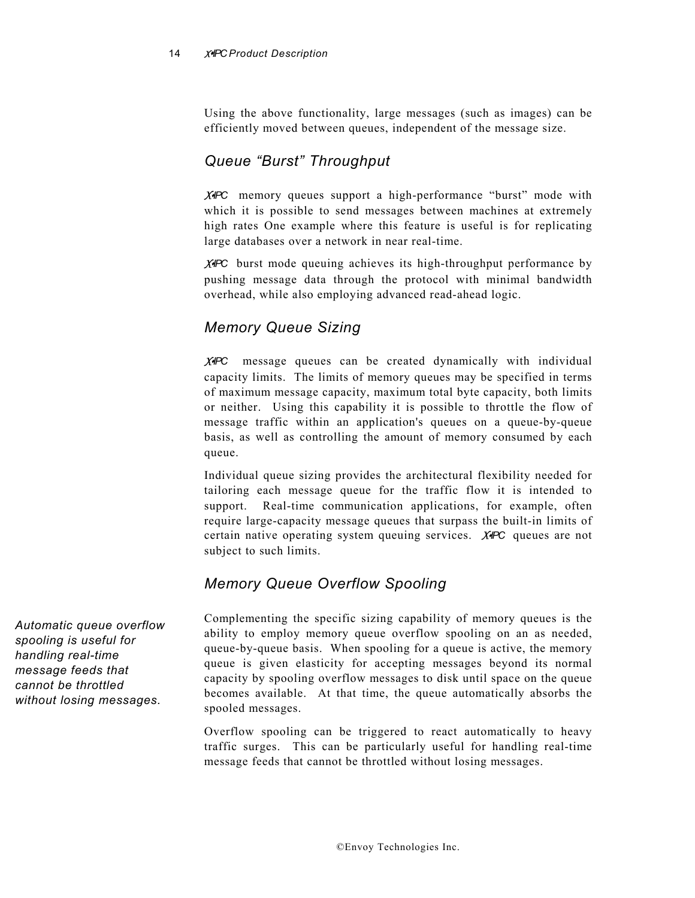Using the above functionality, large messages (such as images) can be efficiently moved between queues, independent of the message size.

## *Queue "Burst" Throughput*

*X•IPC* memory queues support a high-performance "burst" mode with which it is possible to send messages between machines at extremely high rates One example where this feature is useful is for replicating large databases over a network in near real-time.

*X•IPC* burst mode queuing achieves its high-throughput performance by pushing message data through the protocol with minimal bandwidth overhead, while also employing advanced read-ahead logic.

## *Memory Queue Sizing*

*X•IPC* message queues can be created dynamically with individual capacity limits. The limits of memory queues may be specified in terms of maximum message capacity, maximum total byte capacity, both limits or neither. Using this capability it is possible to throttle the flow of message traffic within an application's queues on a queue-by-queue basis, as well as controlling the amount of memory consumed by each queue.

Individual queue sizing provides the architectural flexibility needed for tailoring each message queue for the traffic flow it is intended to support. Real-time communication applications, for example, often require large-capacity message queues that surpass the built-in limits of certain native operating system queuing services. *X•IPC* queues are not subject to such limits.

## *Memory Queue Overflow Spooling*

*Automatic queue overflow spooling is useful for handling real-time message feeds that cannot be throttled without losing messages.*

Complementing the specific sizing capability of memory queues is the ability to employ memory queue overflow spooling on an as needed, queue-by-queue basis. When spooling for a queue is active, the memory queue is given elasticity for accepting messages beyond its normal capacity by spooling overflow messages to disk until space on the queue becomes available. At that time, the queue automatically absorbs the spooled messages.

Overflow spooling can be triggered to react automatically to heavy traffic surges. This can be particularly useful for handling real-time message feeds that cannot be throttled without losing messages.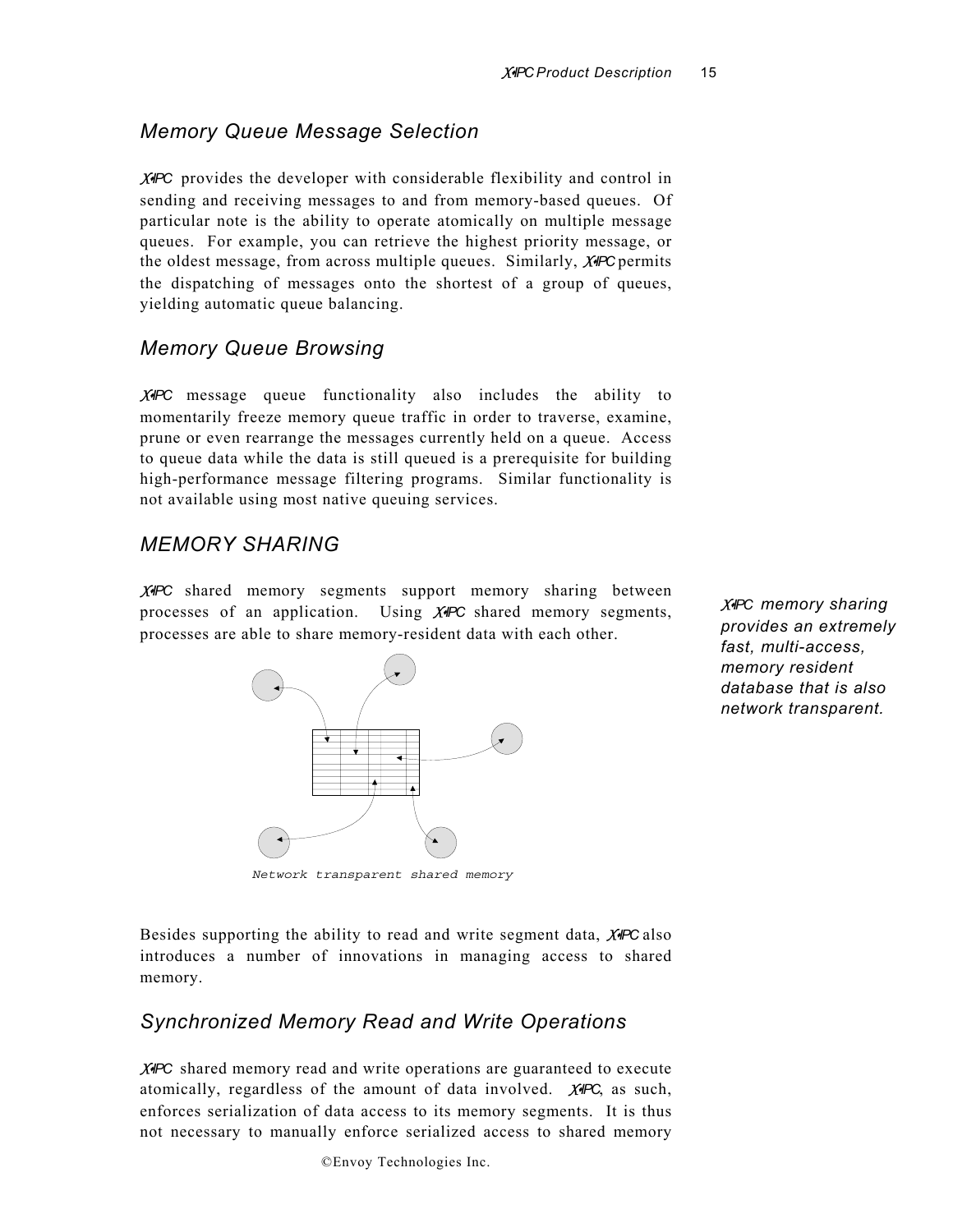## Memory Queue Message Selection

X•IPC provides the developer with considerable flexibility and control in sending and receiving messages to and from memory-based queues. Of particular note is the ability to operate atomically on multiple message queues. For example, you can retrieve the highest priority message, or the oldest message, from across multiple queues. Similarly, X•IPC permits the dispatching of messages onto the shortest of a group of queues, yielding automatic queue balancing.

## Memory Queue Browsing

X•IPC message queue functionality also includes the ability to momentarily freeze memory queue traffic in order to traverse, examine, prune or even rearrange the messages currently held on a queue. Access to queue data while the data is still queued is a prerequisite for building high-performance message filtering programs. Similar functionality is not available using most native queuing services.

## MEMORY SHARING

X•IPC shared memory segments support memory sharing between processes of an application. Using X•IPC shared memory segments, processes are able to share memory-resident data with each other.

*X•IPC memory sharing provides an extremely fast, multi-access, memory resident database that is also network transparent.*

Network transparent shared memory

Besides supporting the ability to read and write segment data, X•IPC also introduces a number of innovations in managing access to shared memory.

## Synchronized Memory Read and Write Operations

X•IPC shared memory read and write operations are guaranteed to execute atomically, regardless of the amount of data involved. X•IPC, as such, enforces serialization of data access to its memory segments. It is thus not necessary to manually enforce serialized access to shared memory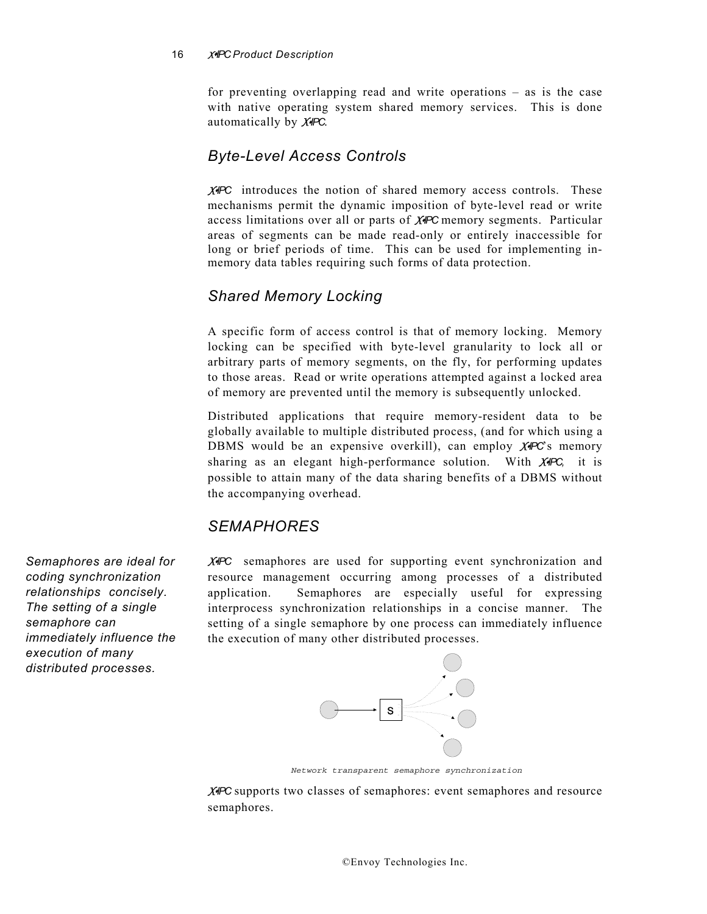for preventing overlapping read and write operations – as is the case with native operating system shared memory services. This is done automatically by X•IPC.

## Byte-Level Access Controls

X•IPC introduces the notion of shared memory access controls. These mechanisms permit the dynamic imposition of byte-level read or write access limitations over all or parts of X•IPC memory segments. Particular areas of segments can be made read-only or entirely inaccessible for long or brief periods of time. This can be used for implementing in-memory data tables requiring such forms of data protection.

## Shared Memory Locking

A specific form of access control is that of memory locking. Memory locking can be specified with byte-level granularity to lock all or arbitrary parts of memory segments, on the fly, for performing updates to those areas. Read or write operations attempted against a locked area of memory are prevented until the memory is subsequently unlocked.

Distributed applications that require memory-resident data to be globally available to multiple distributed process, (and for which using a DBMS would be an expensive overkill), can employ X•IPC's memory sharing as an elegant high-performance solution. With X•IPC, it is possible to attain many of the data sharing benefits of a DBMS without the accompanying overhead.

## SEMAPHORES

*Semaphores are ideal for coding synchronization relationships concisely. The setting of a single semaphore can immediately influence the execution of many distributed processes.*

X•IPC semaphores are used for supporting event synchronization and resource management occurring among processes of a distributed application. Semaphores are especially useful for expressing interprocess synchronization relationships in a concise manner. The setting of a single semaphore by one process can immediately influence the execution of many other distributed processes.

S

Network transparent semaphore synchronization

X•IPC supports two classes of semaphores: event semaphores and resource semaphores.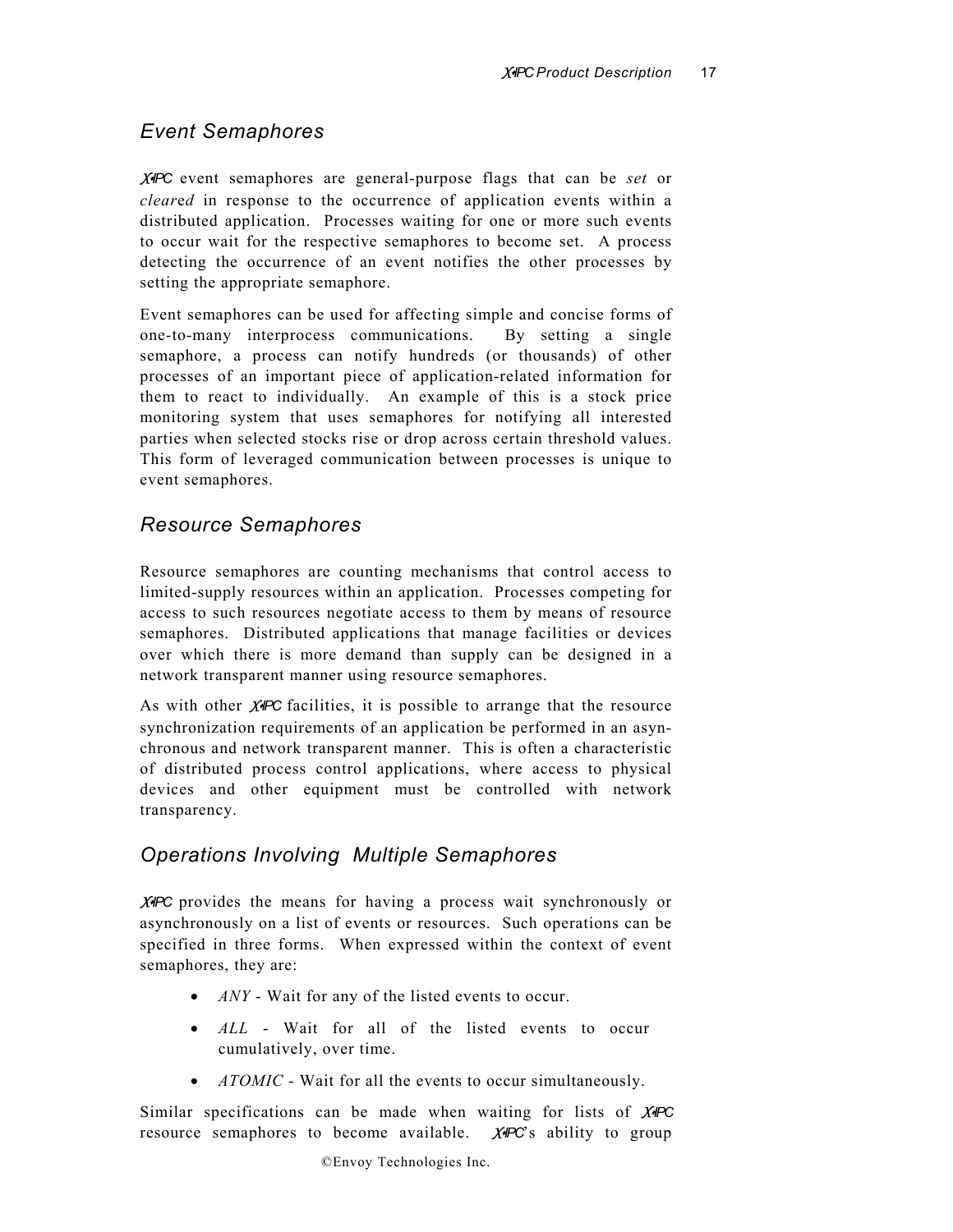## Event Semaphores

X•IPC event semaphores are general-purpose flags that can be *set* or *cleared* in response to the occurrence of application events within a distributed application. Processes waiting for one or more such events to occur wait for the respective semaphores to become set. A process detecting the occurrence of an event notifies the other processes by setting the appropriate semaphore.

Event semaphores can be used for affecting simple and concise forms of one-to-many interprocess communications. By setting a single semaphore, a process can notify hundreds (or thousands) of other processes of an important piece of application-related information for them to react to individually. An example of this is a stock price monitoring system that uses semaphores for notifying all interested parties when selected stocks rise or drop across certain threshold values. This form of leveraged communication between processes is unique to event semaphores.

## Resource Semaphores

Resource semaphores are counting mechanisms that control access to limited-supply resources within an application. Processes competing for access to such resources negotiate access to them by means of resource semaphores. Distributed applications that manage facilities or devices over which there is more demand than supply can be designed in a network transparent manner using resource semaphores.

As with other X•IPC facilities, it is possible to arrange that the resource synchronization requirements of an application be performed in an asynchronous and network transparent manner. This is often a characteristic of distributed process control applications, where access to physical devices and other equipment must be controlled with network transparency.

## Operations Involving Multiple Semaphores

X•IPC provides the means for having a process wait synchronously or asynchronously on a list of events or resources. Such operations can be specified in three forms. When expressed within the context of event semaphores, they are:

- *ANY* - Wait for any of the listed events to occur.
- *ALL* - Wait for all of the listed events to occur cumulatively, over time.
- *ATOMIC* - Wait for all the events to occur simultaneously.

Similar specifications can be made when waiting for lists of X•IPC resource semaphores to become available. X•IPC's ability to group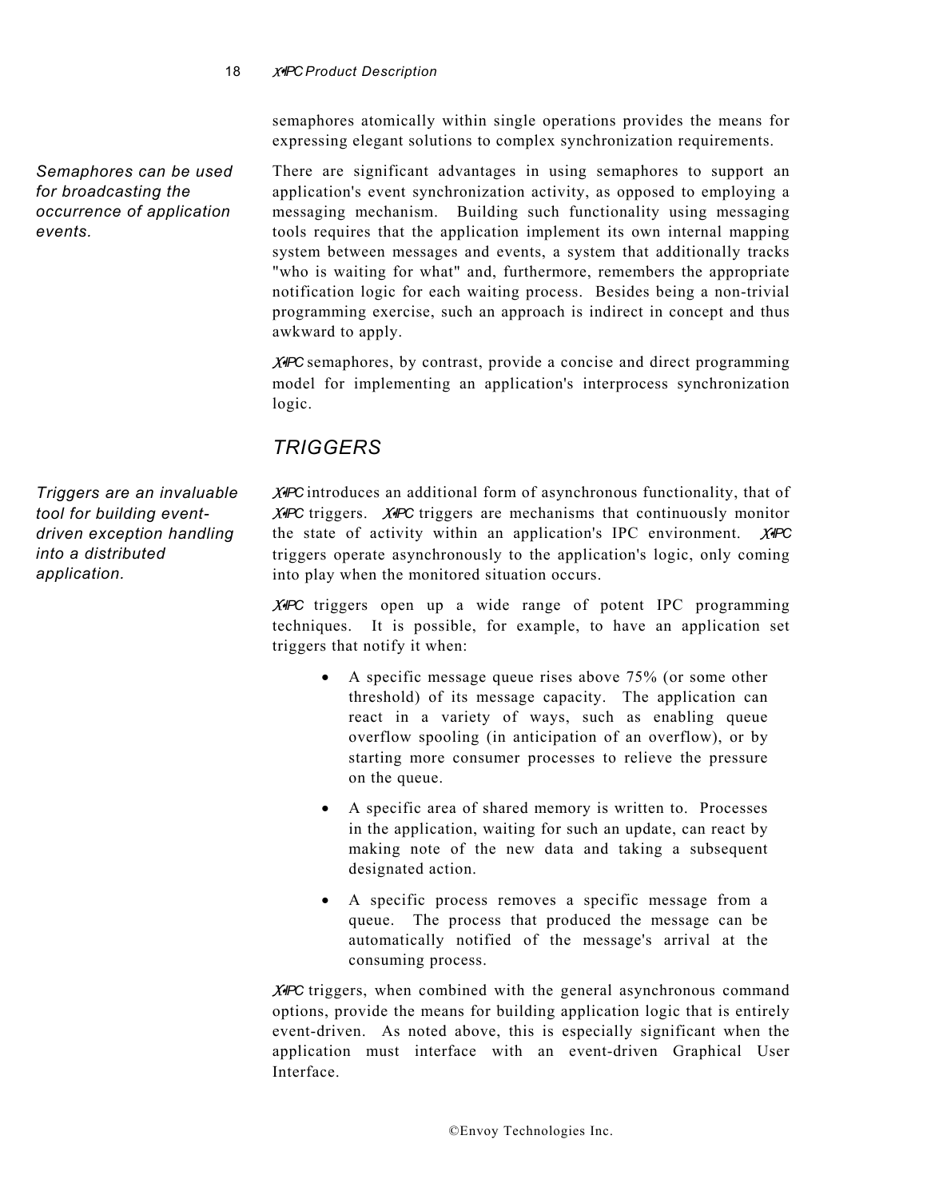semaphores atomically within single operations provides the means for expressing elegant solutions to complex synchronization requirements.

*Semaphores can be used for broadcasting the occurrence of application events.*

There are significant advantages in using semaphores to support an application's event synchronization activity, as opposed to employing a messaging mechanism. Building such functionality using messaging tools requires that the application implement its own internal mapping system between messages and events, a system that additionally tracks "who is waiting for what" and, furthermore, remembers the appropriate notification logic for each waiting process. Besides being a non-trivial programming exercise, such an approach is indirect in concept and thus awkward to apply.

*X•IPC* semaphores, by contrast, provide a concise and direct programming model for implementing an application's interprocess synchronization logic.

## *TRIGGERS*

*Triggers are an invaluable tool for building event-driven exception handling into a distributed application.*

*X•IPC* introduces an additional form of asynchronous functionality, that of *X•IPC* triggers. *X•IPC* triggers are mechanisms that continuously monitor the state of activity within an application's IPC environment. *X•IPC* triggers operate asynchronously to the application's logic, only coming into play when the monitored situation occurs.

*X•IPC* triggers open up a wide range of potent IPC programming techniques. It is possible, for example, to have an application set triggers that notify it when:

- A specific message queue rises above 75% (or some other threshold) of its message capacity. The application can react in a variety of ways, such as enabling queue overflow spooling (in anticipation of an overflow), or by starting more consumer processes to relieve the pressure on the queue.
- A specific area of shared memory is written to. Processes in the application, waiting for such an update, can react by making note of the new data and taking a subsequent designated action.
- A specific process removes a specific message from a queue. The process that produced the message can be automatically notified of the message's arrival at the consuming process.

*X•IPC* triggers, when combined with the general asynchronous command options, provide the means for building application logic that is entirely event-driven. As noted above, this is especially significant when the application must interface with an event-driven Graphical User Interface.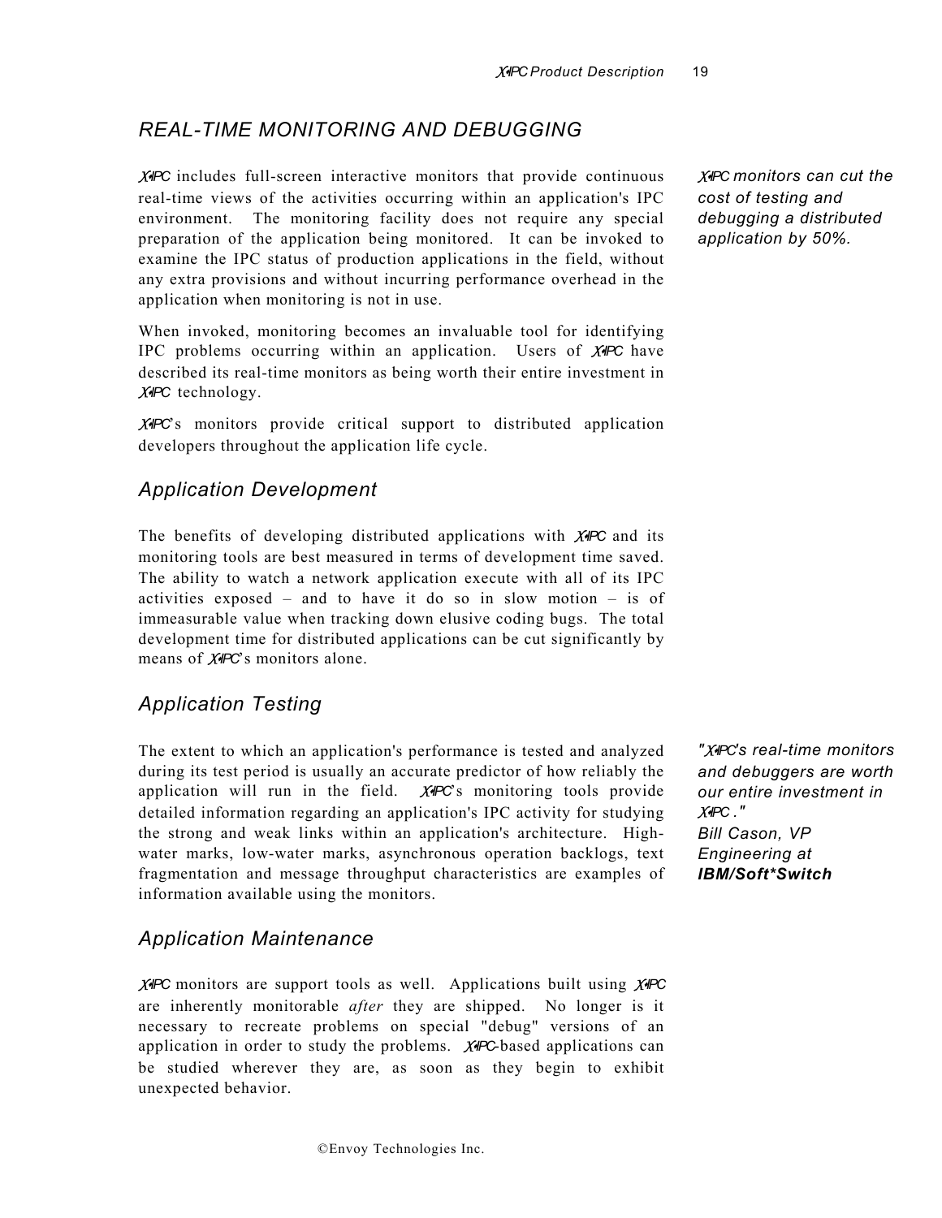## *REAL-TIME MONITORING AND DEBUGGING*

*X•IPC monitors can cut the cost of testing and debugging a distributed application by 50%.*

X•IPC includes full-screen interactive monitors that provide continuous real-time views of the activities occurring within an application's IPC environment. The monitoring facility does not require any special preparation of the application being monitored. It can be invoked to examine the IPC status of production applications in the field, without any extra provisions and without incurring performance overhead in the application when monitoring is not in use.

When invoked, monitoring becomes an invaluable tool for identifying IPC problems occurring within an application. Users of X•IPC have described its real-time monitors as being worth their entire investment in X•IPC technology.

X•IPC's monitors provide critical support to distributed application developers throughout the application life cycle.

### *Application Development*

The benefits of developing distributed applications with X•IPC and its monitoring tools are best measured in terms of development time saved. The ability to watch a network application execute with all of its IPC activities exposed – and to have it do so in slow motion – is of immeasurable value when tracking down elusive coding bugs. The total development time for distributed applications can be cut significantly by means of X•IPC's monitors alone.

### *Application Testing*

The extent to which an application's performance is tested and analyzed during its test period is usually an accurate predictor of how reliably the application will run in the field. X•IPC's monitoring tools provide detailed information regarding an application's IPC activity for studying the strong and weak links within an application's architecture. High-water marks, low-water marks, asynchronous operation backlogs, text fragmentation and message throughput characteristics are examples of information available using the monitors.

*"X•IPC's real-time monitors and debuggers are worth our entire investment in X•IPC ."*
*Bill Cason, VP Engineering at* ***IBM/Soft*Switch***

### *Application Maintenance*

X•IPC monitors are support tools as well. Applications built using X•IPC are inherently monitorable *after* they are shipped. No longer is it necessary to recreate problems on special "debug" versions of an application in order to study the problems. X•IPC-based applications can be studied wherever they are, as soon as they begin to exhibit unexpected behavior.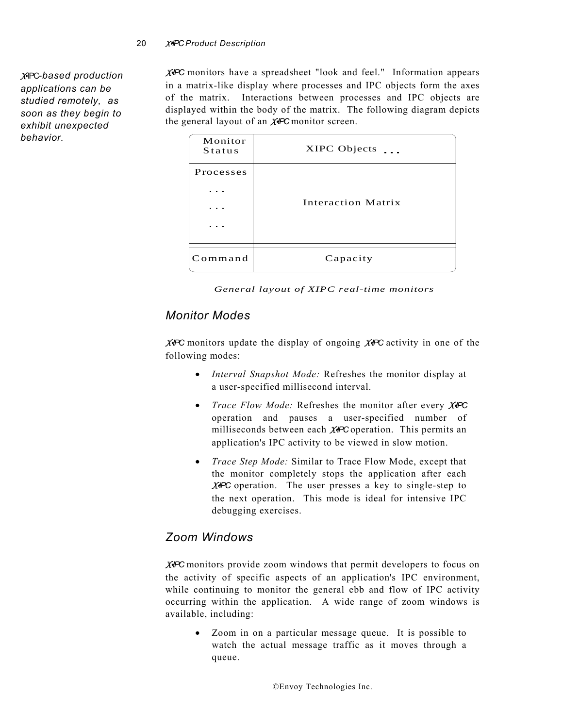*XIPC-based production applications can be studied remotely, as soon as they begin to exhibit unexpected behavior.*

XIPC monitors have a spreadsheet "look and feel." Information appears in a matrix-like display where processes and IPC objects form the axes of the matrix. Interactions between processes and IPC objects are displayed within the body of the matrix. The following diagram depicts the general layout of an XIPC monitor screen.

| Monitor Status | XIPC Objects ... |
|---|---|
| Processes<br>...<br>...<br>... | Interaction Matrix |
| Command | Capacity |

*General layout of XIPC real-time monitors*

## Monitor Modes

XIPC monitors update the display of ongoing XIPC activity in one of the following modes:

- *Interval Snapshot Mode:* Refreshes the monitor display at a user-specified millisecond interval.
- *Trace Flow Mode:* Refreshes the monitor after every XIPC operation and pauses a user-specified number of milliseconds between each XIPC operation. This permits an application's IPC activity to be viewed in slow motion.
- *Trace Step Mode:* Similar to Trace Flow Mode, except that the monitor completely stops the application after each XIPC operation. The user presses a key to single-step to the next operation. This mode is ideal for intensive IPC debugging exercises.

## Zoom Windows

XIPC monitors provide zoom windows that permit developers to focus on the activity of specific aspects of an application's IPC environment, while continuing to monitor the general ebb and flow of IPC activity occurring within the application. A wide range of zoom windows is available, including:

- Zoom in on a particular message queue. It is possible to watch the actual message traffic as it moves through a queue.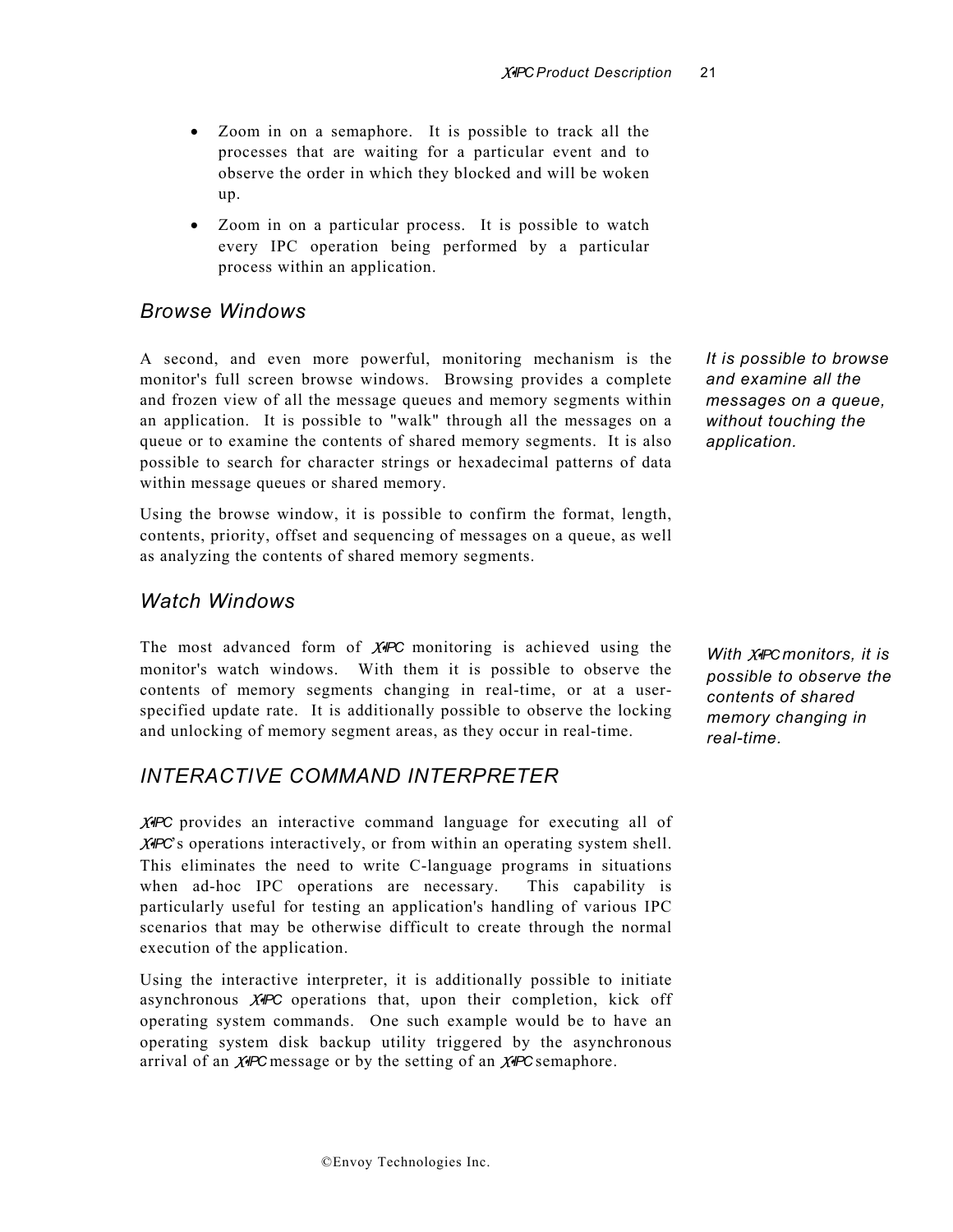- Zoom in on a semaphore. It is possible to track all the processes that are waiting for a particular event and to observe the order in which they blocked and will be woken up.
- Zoom in on a particular process. It is possible to watch every IPC operation being performed by a particular process within an application.

### Browse Windows

A second, and even more powerful, monitoring mechanism is the monitor's full screen browse windows. Browsing provides a complete and frozen view of all the message queues and memory segments within an application. It is possible to "walk" through all the messages on a queue or to examine the contents of shared memory segments. It is also possible to search for character strings or hexadecimal patterns of data within message queues or shared memory.

*It is possible to browse and examine all the messages on a queue, without touching the application.*

Using the browse window, it is possible to confirm the format, length, contents, priority, offset and sequencing of messages on a queue, as well as analyzing the contents of shared memory segments.

### Watch Windows

The most advanced form of X•IPC monitoring is achieved using the monitor's watch windows. With them it is possible to observe the contents of memory segments changing in real-time, or at a user-specified update rate. It is additionally possible to observe the locking and unlocking of memory segment areas, as they occur in real-time.

*With X•IPC monitors, it is possible to observe the contents of shared memory changing in real-time.*

## INTERACTIVE COMMAND INTERPRETER

X•IPC provides an interactive command language for executing all of X•IPC's operations interactively, or from within an operating system shell. This eliminates the need to write C-language programs in situations when ad-hoc IPC operations are necessary. This capability is particularly useful for testing an application's handling of various IPC scenarios that may be otherwise difficult to create through the normal execution of the application.

Using the interactive interpreter, it is additionally possible to initiate asynchronous X•IPC operations that, upon their completion, kick off operating system commands. One such example would be to have an operating system disk backup utility triggered by the asynchronous arrival of an X•IPC message or by the setting of an X•IPC semaphore.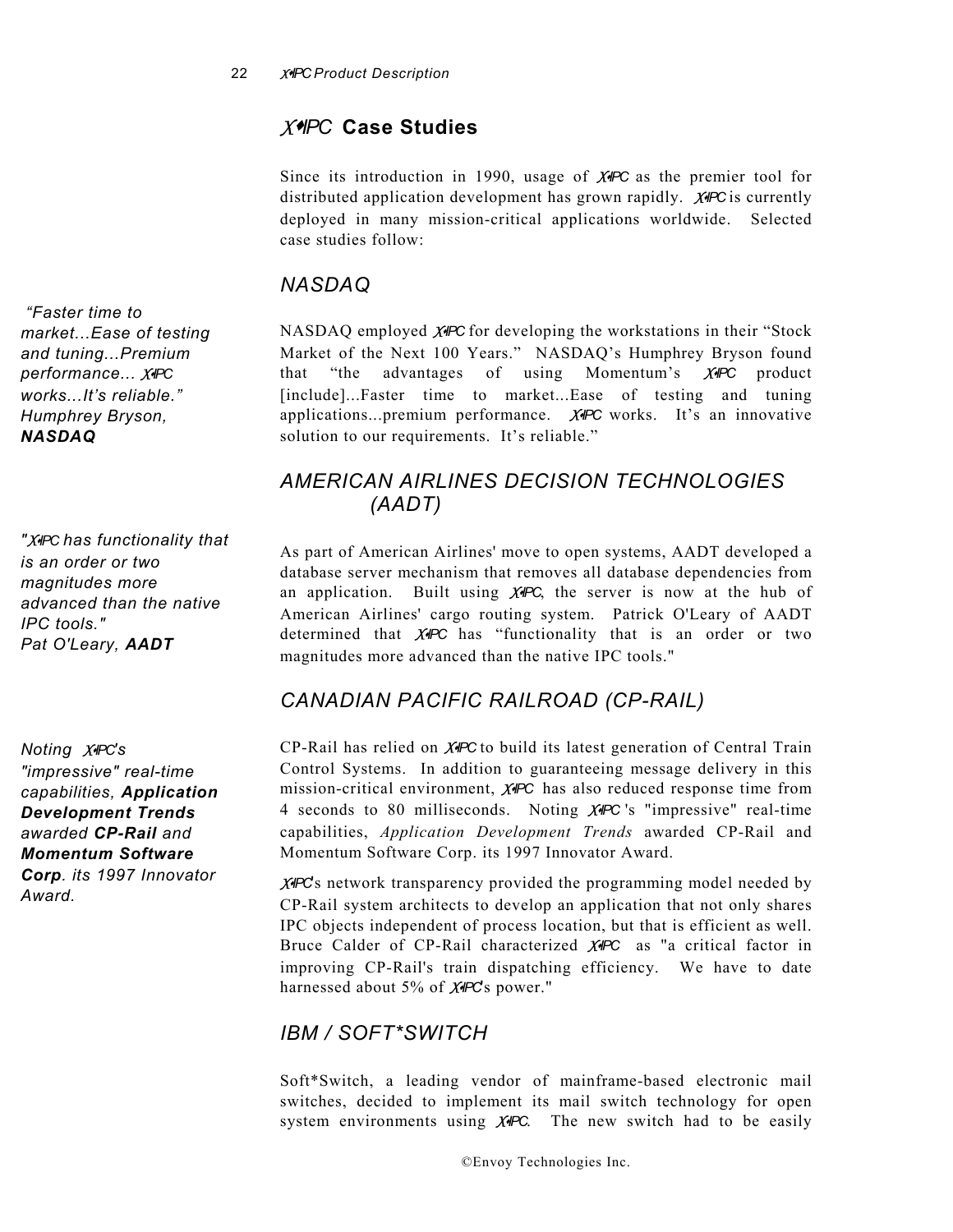## X•IPC Case Studies

Since its introduction in 1990, usage of X•IPC as the premier tool for distributed application development has grown rapidly. X•IPC is currently deployed in many mission-critical applications worldwide. Selected case studies follow:

### NASDAQ

*"Faster time to market...Ease of testing and tuning...Premium performance... X•IPC works...It's reliable." Humphrey Bryson,* ***NASDAQ***

NASDAQ employed X•IPC for developing the workstations in their "Stock Market of the Next 100 Years." NASDAQ's Humphrey Bryson found that "the advantages of using Momentum's X•IPC product [include]...Faster time to market...Ease of testing and tuning applications...premium performance. X•IPC works. It's an innovative solution to our requirements. It's reliable."

### AMERICAN AIRLINES DECISION TECHNOLOGIES (AADT)

*"X•IPC has functionality that is an order or two magnitudes more advanced than the native IPC tools." Pat O'Leary,* ***AADT***

As part of American Airlines' move to open systems, AADT developed a database server mechanism that removes all database dependencies from an application. Built using X•IPC, the server is now at the hub of American Airlines' cargo routing system. Patrick O'Leary of AADT determined that X•IPC has "functionality that is an order or two magnitudes more advanced than the native IPC tools."

### CANADIAN PACIFIC RAILROAD (CP-RAIL)

*Noting X•IPC's "impressive" real-time capabilities,* ***Application Development Trends*** *awarded* ***CP-Rail*** *and* ***Momentum Software Corp****. its 1997 Innovator Award.*

CP-Rail has relied on X•IPC to build its latest generation of Central Train Control Systems. In addition to guaranteeing message delivery in this mission-critical environment, X•IPC has also reduced response time from 4 seconds to 80 milliseconds. Noting X•IPC's "impressive" real-time capabilities, *Application Development Trends* awarded CP-Rail and Momentum Software Corp. its 1997 Innovator Award.

X•IPC's network transparency provided the programming model needed by CP-Rail system architects to develop an application that not only shares IPC objects independent of process location, but that is efficient as well. Bruce Calder of CP-Rail characterized X•IPC as "a critical factor in improving CP-Rail's train dispatching efficiency. We have to date harnessed about 5% of X•IPC's power."

### IBM / SOFT*SWITCH

Soft*Switch, a leading vendor of mainframe-based electronic mail switches, decided to implement its mail switch technology for open system environments using X•IPC. The new switch had to be easily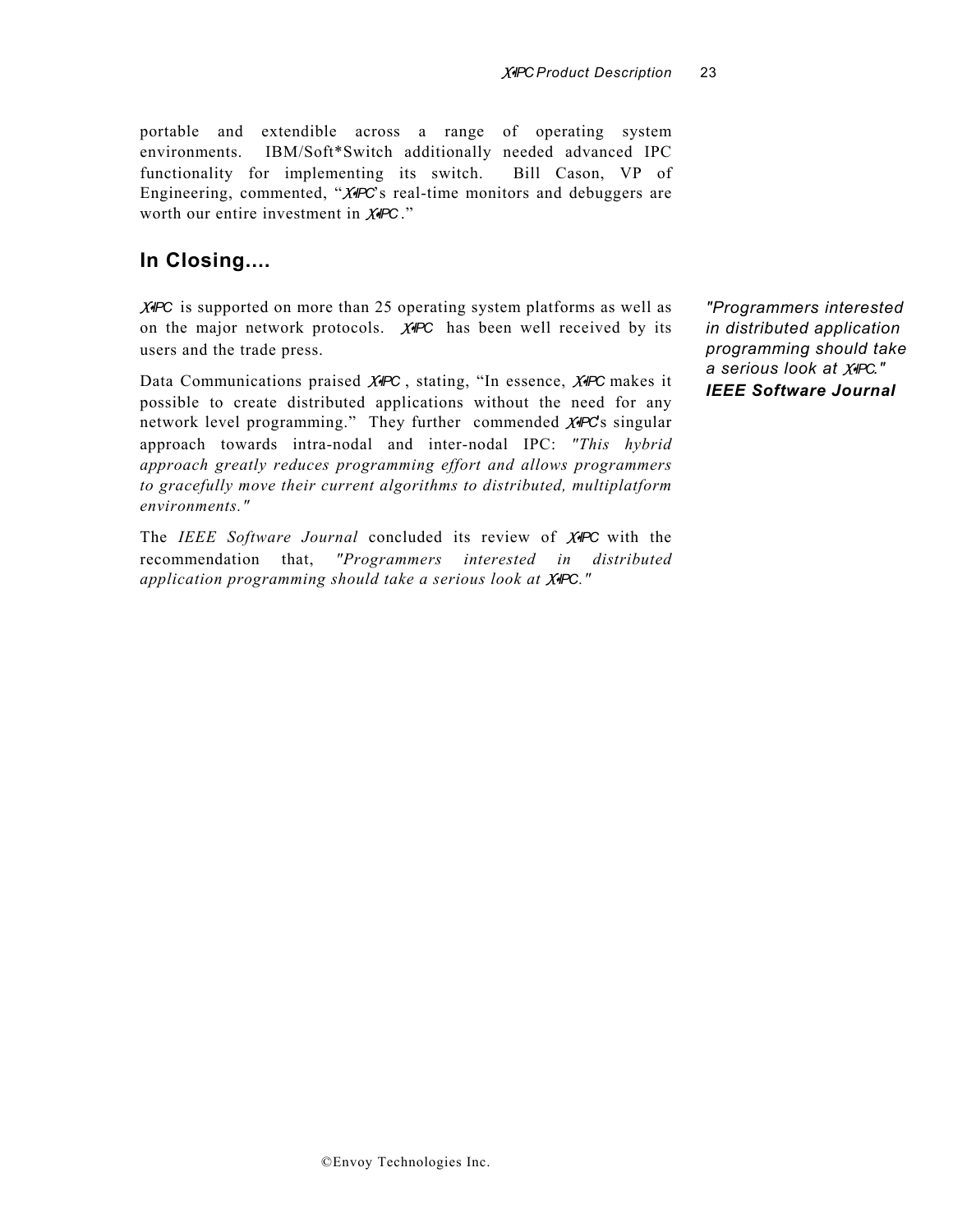portable and extendible across a range of operating system environments. IBM/Soft*Switch additionally needed advanced IPC functionality for implementing its switch. Bill Cason, VP of Engineering, commented, "X•IPC's real-time monitors and debuggers are worth our entire investment in X•IPC."

## In Closing....

X•IPC is supported on more than 25 operating system platforms as well as on the major network protocols. X•IPC has been well received by its users and the trade press.

*"Programmers interested in distributed application programming should take a serious look at X•IPC."*
***IEEE Software Journal***

Data Communications praised X•IPC, stating, "In essence, X•IPC makes it possible to create distributed applications without the need for any network level programming." They further commended X•IPC's singular approach towards intra-nodal and inter-nodal IPC: *"This hybrid approach greatly reduces programming effort and allows programmers to gracefully move their current algorithms to distributed, multiplatform environments."*

The *IEEE Software Journal* concluded its review of X•IPC with the recommendation that, *"Programmers interested in distributed application programming should take a serious look at X•IPC."*

©Envoy Technologies Inc.